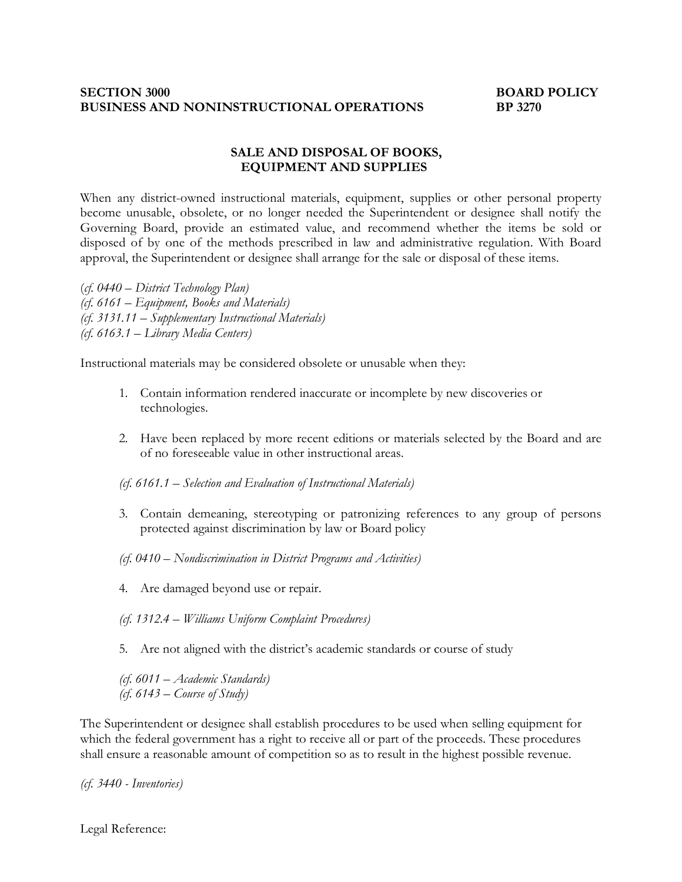**SECTION 3000** **BOARD POLICY**
**BUSINESS AND NONINSTRUCTIONAL OPERATIONS** **BP 3270**

## SALE AND DISPOSAL OF BOOKS, EQUIPMENT AND SUPPLIES

When any district-owned instructional materials, equipment, supplies or other personal property become unusable, obsolete, or no longer needed the Superintendent or designee shall notify the Governing Board, provide an estimated value, and recommend whether the items be sold or disposed of by one of the methods prescribed in law and administrative regulation. With Board approval, the Superintendent or designee shall arrange for the sale or disposal of these items.

*(cf. 0440 – District Technology Plan)*
*(cf. 6161 – Equipment, Books and Materials)*
*(cf. 3131.11 – Supplementary Instructional Materials)*
*(cf. 6163.1 – Library Media Centers)*

Instructional materials may be considered obsolete or unusable when they:

1. Contain information rendered inaccurate or incomplete by new discoveries or technologies.

2. Have been replaced by more recent editions or materials selected by the Board and are of no foreseeable value in other instructional areas.

   *(cf. 6161.1 – Selection and Evaluation of Instructional Materials)*

3. Contain demeaning, stereotyping or patronizing references to any group of persons protected against discrimination by law or Board policy

   *(cf. 0410 – Nondiscrimination in District Programs and Activities)*

4. Are damaged beyond use or repair.

   *(cf. 1312.4 – Williams Uniform Complaint Procedures)*

5. Are not aligned with the district's academic standards or course of study

   *(cf. 6011 – Academic Standards)*
   *(cf. 6143 – Course of Study)*

The Superintendent or designee shall establish procedures to be used when selling equipment for which the federal government has a right to receive all or part of the proceeds. These procedures shall ensure a reasonable amount of competition so as to result in the highest possible revenue.

*(cf. 3440 - Inventories)*

Legal Reference: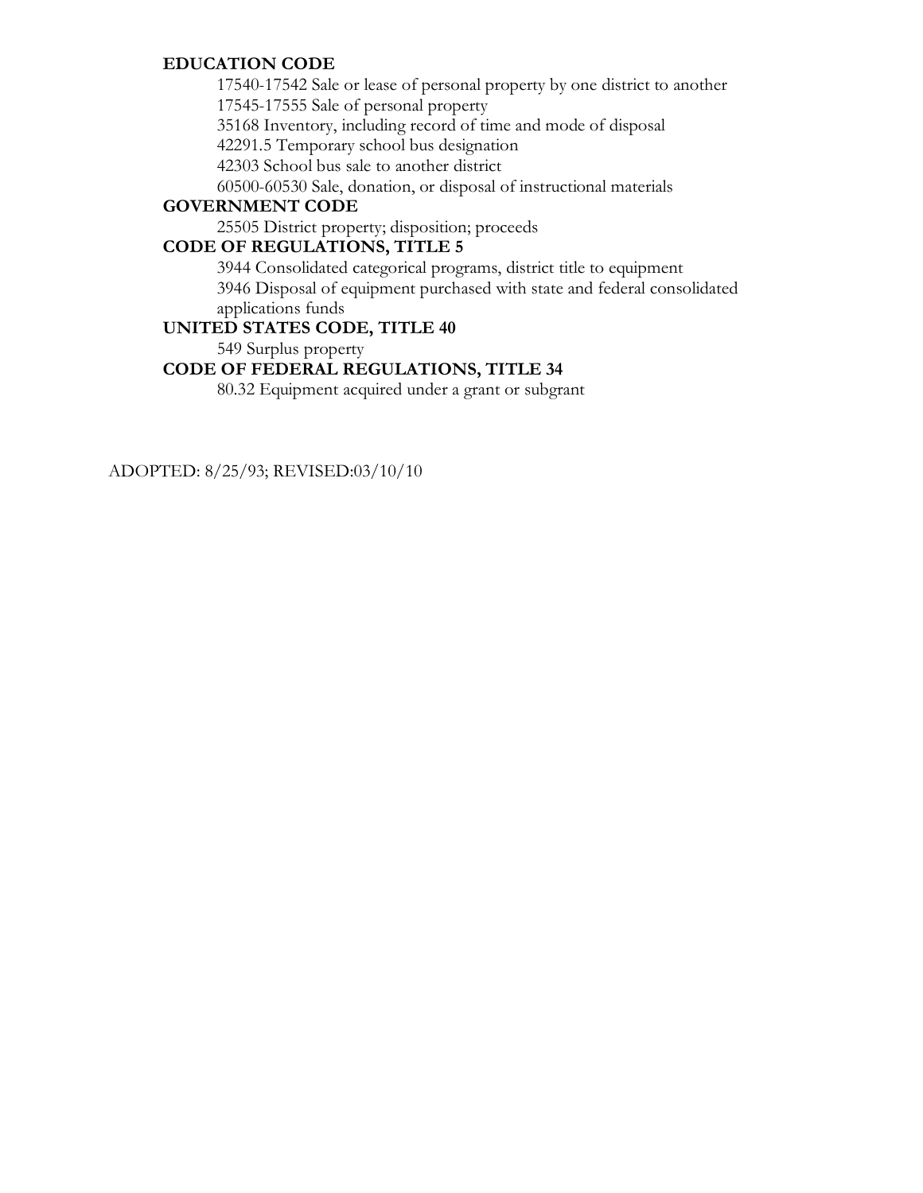**EDUCATION CODE**

17540-17542 Sale or lease of personal property by one district to another
17545-17555 Sale of personal property
35168 Inventory, including record of time and mode of disposal
42291.5 Temporary school bus designation
42303 School bus sale to another district
60500-60530 Sale, donation, or disposal of instructional materials

**GOVERNMENT CODE**

25505 District property; disposition; proceeds

**CODE OF REGULATIONS, TITLE 5**

3944 Consolidated categorical programs, district title to equipment
3946 Disposal of equipment purchased with state and federal consolidated applications funds

**UNITED STATES CODE, TITLE 40**

549 Surplus property

**CODE OF FEDERAL REGULATIONS, TITLE 34**

80.32 Equipment acquired under a grant or subgrant

ADOPTED: 8/25/93; REVISED:03/10/10